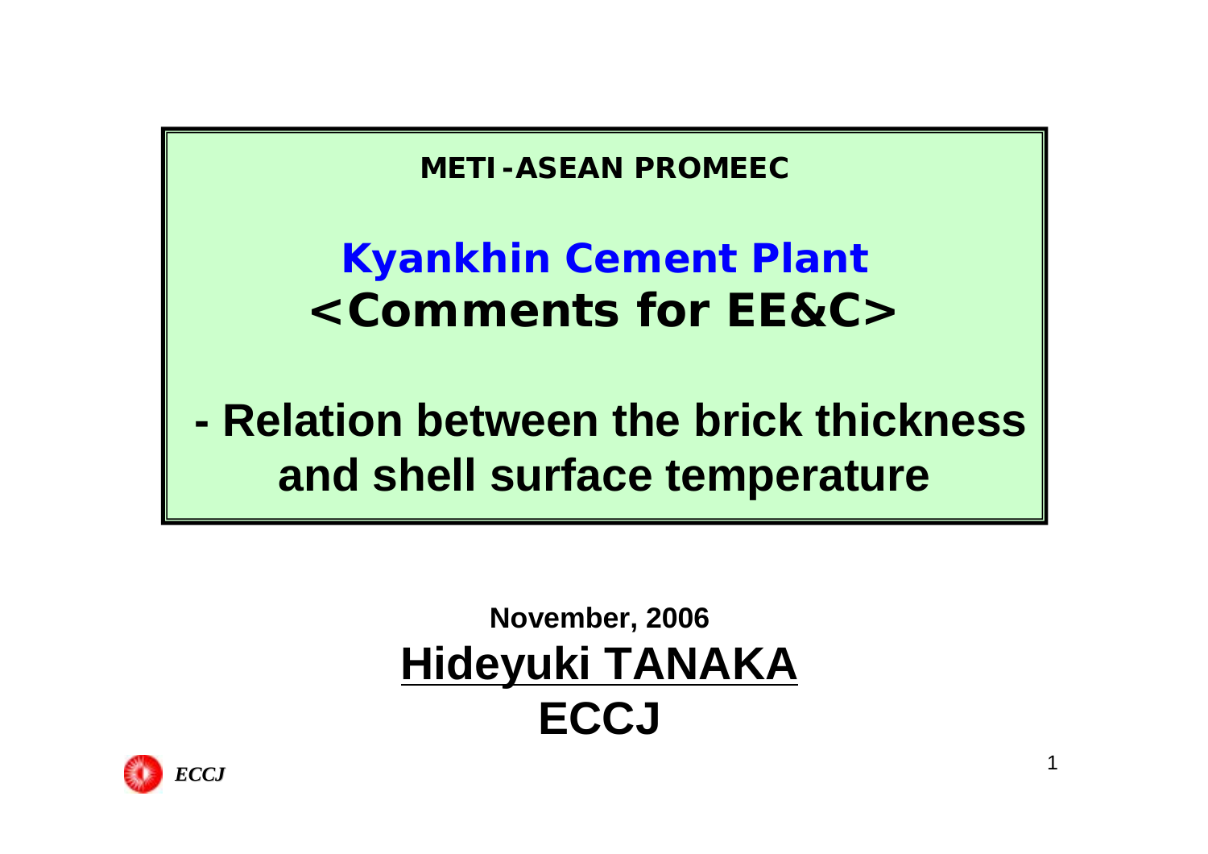**METI-ASEAN PROMEEC**

# Kyankhin Cement Plant
# <Comments for EE&C>

## - Relation between the brick thickness and shell surface temperature

**November, 2006**

**Hideyuki TANAKA**

**ECCJ**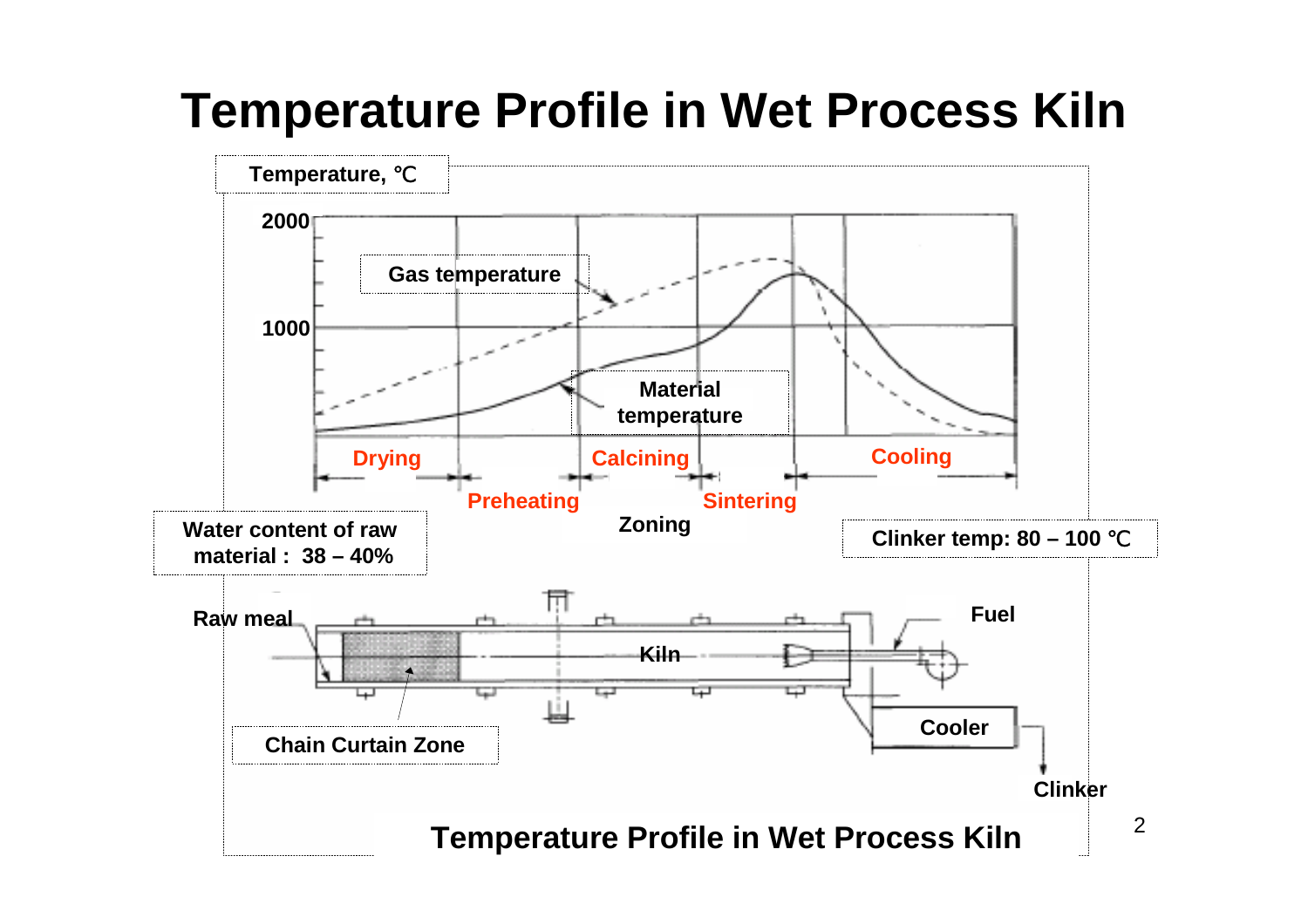# Temperature Profile in Wet Process Kiln

Temperature, ℃

2000

1000

Gas temperature

Material temperature

Drying

Preheating

Calcining

Sintering

Cooling

Zoning

Water content of raw material : 38 – 40%

Clinker temp: 80 – 100 ℃

Raw meal

Kiln

Fuel

Cooler

Clinker

Chain Curtain Zone

Temperature Profile in Wet Process Kiln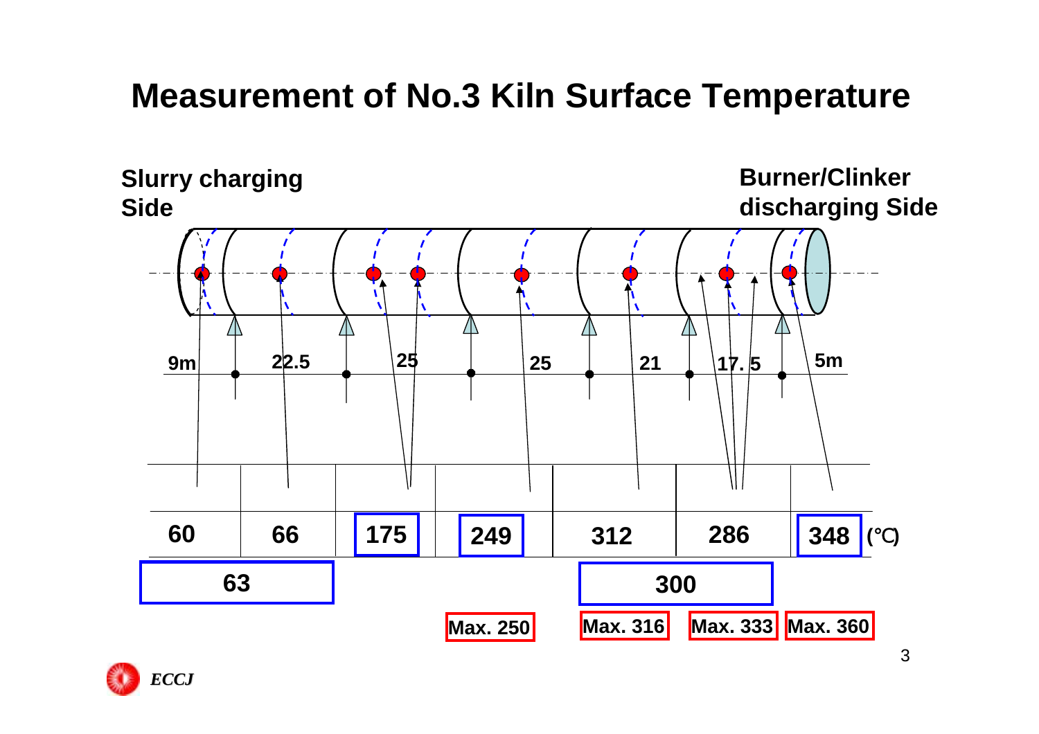# Measurement of No.3 Kiln Surface Temperature

**Slurry charging Side**

**Burner/Clinker discharging Side**

| 9m | 22.5 | 25 | 25 | 21 | 17.5 | 5m | |
|---|---|---|---|---|---|---|---|
| 60 | 66 | 175 | 249 | 312 | 286 | 348 | (℃) |
| 63 | | | | 300 | | | |
| | | | Max. 250 | Max. 316 | Max. 333 | Max. 360 | |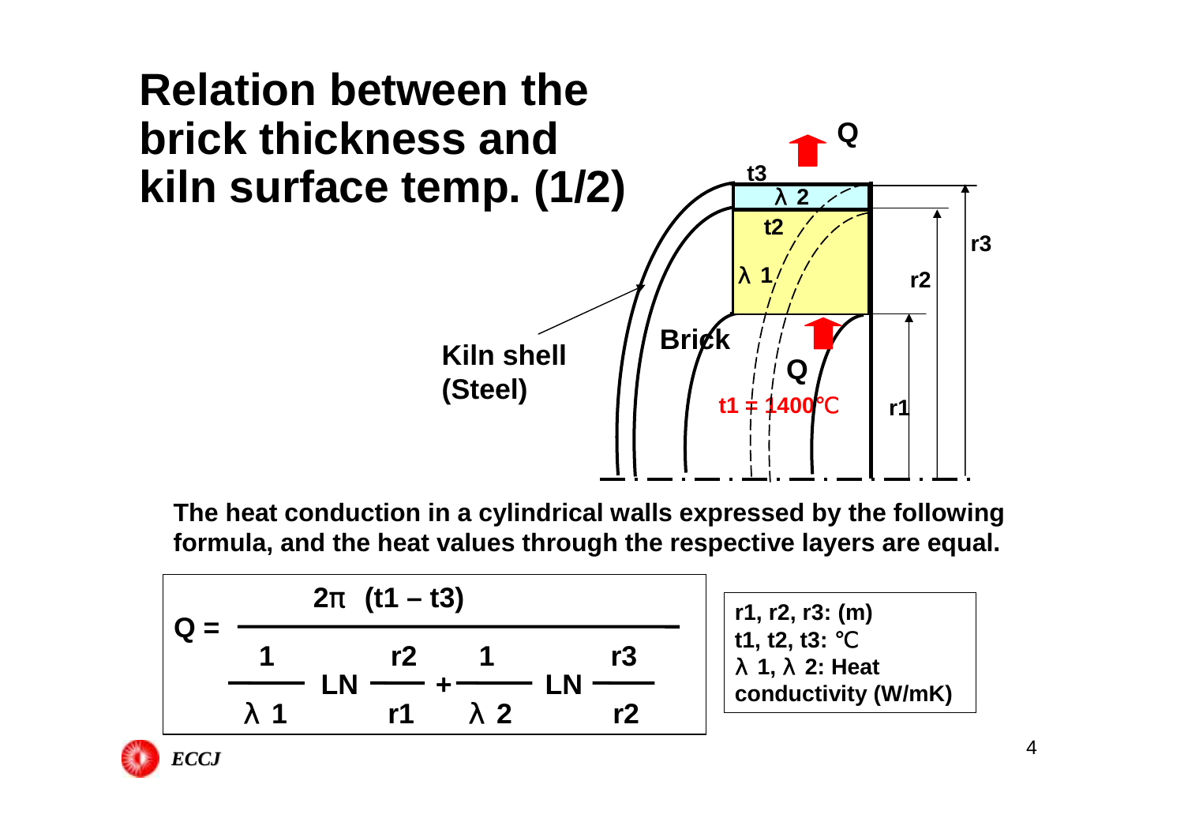# Relation between the brick thickness and kiln surface temp. (1/2)

Kiln shell (Steel)

Brick

$t1 = 1400$℃

The heat conduction in a cylindrical walls expressed by the following formula, and the heat values through the respective layers are equal.

$$Q = \frac{2\pi\ (t1 - t3)}{\dfrac{1}{\lambda 1}\ \mathrm{LN}\ \dfrac{r2}{r1} + \dfrac{1}{\lambda 2}\ \mathrm{LN}\ \dfrac{r3}{r2}}$$

r1, r2, r3: (m)
t1, t2, t3: ℃
λ 1, λ 2: Heat conductivity (W/mK)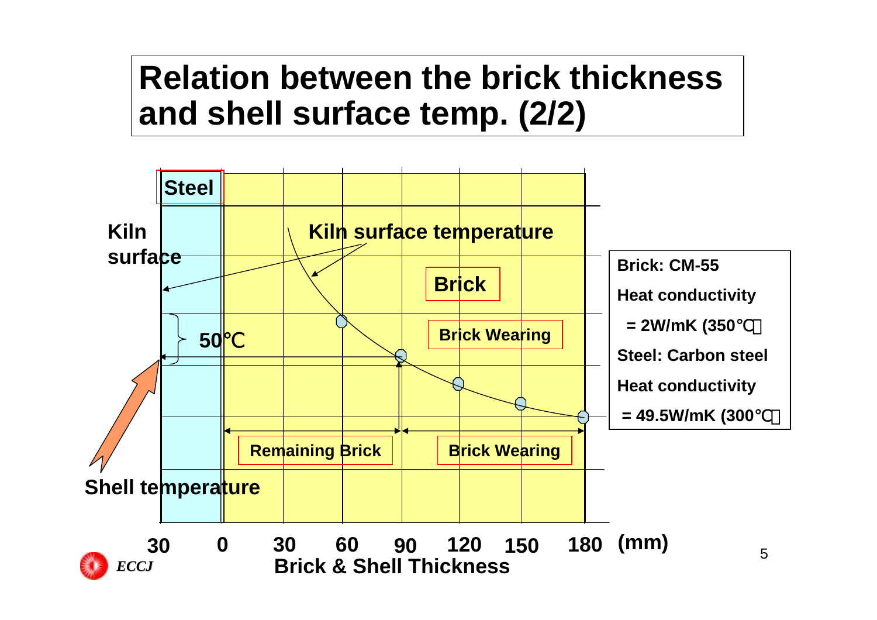# Relation between the brick thickness and shell surface temp. (2/2)

Steel

Kiln surface

Kiln surface temperature

Brick

Brick Wearing

50℃

Remaining Brick

Brick Wearing

Shell temperature

30 0 30 60 90 120 150 180 (mm)

Brick & Shell Thickness

Brick: CM-55

Heat conductivity

= 2W/mK (350℃)

Steel: Carbon steel

Heat conductivity

= 49.5W/mK (300℃)

*ECCJ*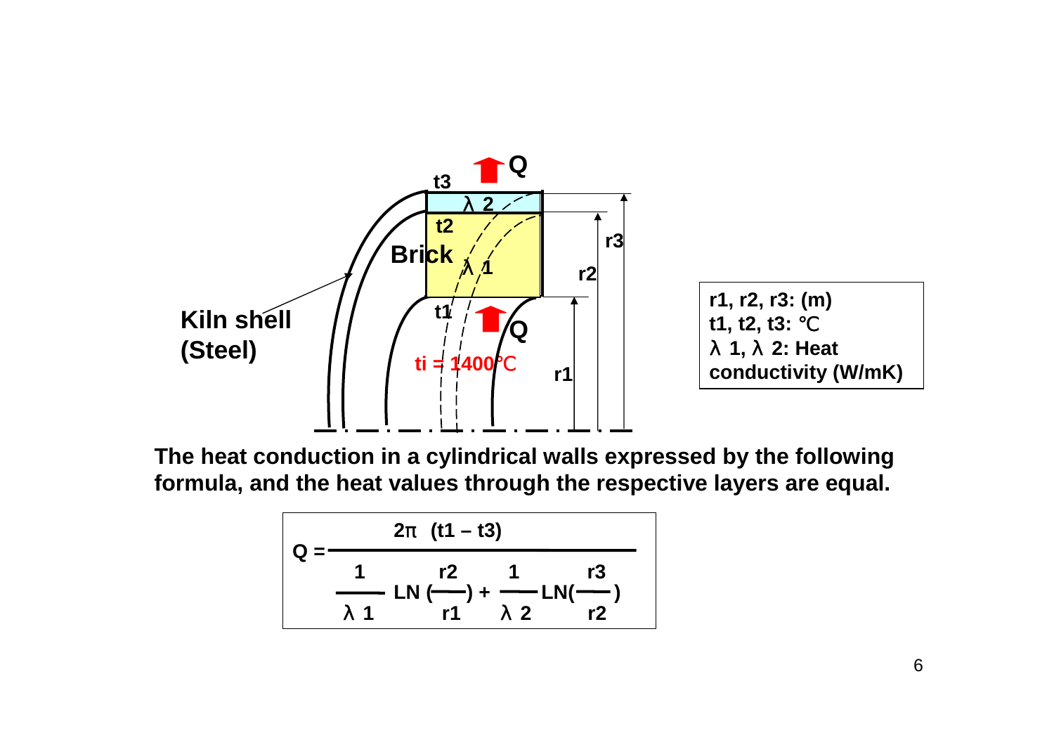Kiln shell (Steel)

Brick

t3

t2

t1

$\lambda$ 2

$\lambda$ 1

Q

Q

ti = 1400℃

r1

r2

r3

r1, r2, r3: (m)
t1, t2, t3: ℃
$\lambda$ 1, $\lambda$ 2: Heat conductivity (W/mK)

**The heat conduction in a cylindrical walls expressed by the following formula, and the heat values through the respective layers are equal.**

$$Q = \frac{2\pi \, (t1 - t3)}{\frac{1}{\lambda 1} \mathrm{LN}\left(\frac{r2}{r1}\right) + \frac{1}{\lambda 2} \mathrm{LN}\left(\frac{r3}{r2}\right)}$$